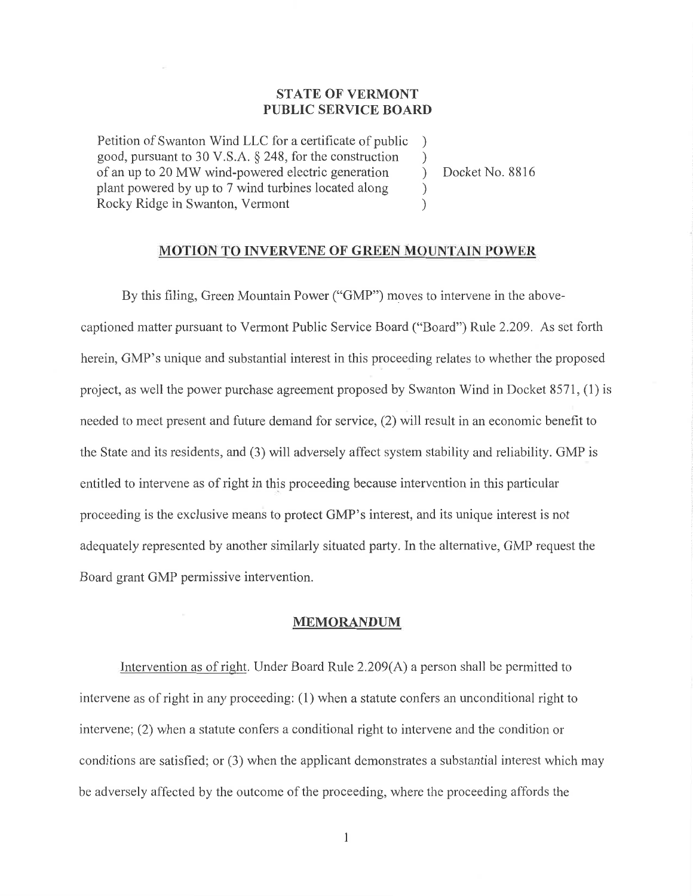**STATE OF VERMONT**
**PUBLIC SERVICE BOARD**

Petition of Swanton Wind LLC for a certificate of public good, pursuant to 30 V.S.A. § 248, for the construction of an up to 20 MW wind-powered electric generation plant powered by up to 7 wind turbines located along Rocky Ridge in Swanton, Vermont ) Docket No. 8816

## MOTION TO INVERVENE OF GREEN MOUNTAIN POWER

By this filing, Green Mountain Power ("GMP") moves to intervene in the above-captioned matter pursuant to Vermont Public Service Board ("Board") Rule 2.209. As set forth herein, GMP's unique and substantial interest in this proceeding relates to whether the proposed project, as well the power purchase agreement proposed by Swanton Wind in Docket 8571, (1) is needed to meet present and future demand for service, (2) will result in an economic benefit to the State and its residents, and (3) will adversely affect system stability and reliability. GMP is entitled to intervene as of right in this proceeding because intervention in this particular proceeding is the exclusive means to protect GMP's interest, and its unique interest is not adequately represented by another similarly situated party. In the alternative, GMP request the Board grant GMP permissive intervention.

## MEMORANDUM

Intervention as of right. Under Board Rule 2.209(A) a person shall be permitted to intervene as of right in any proceeding: (1) when a statute confers an unconditional right to intervene; (2) when a statute confers a conditional right to intervene and the condition or conditions are satisfied; or (3) when the applicant demonstrates a substantial interest which may be adversely affected by the outcome of the proceeding, where the proceeding affords the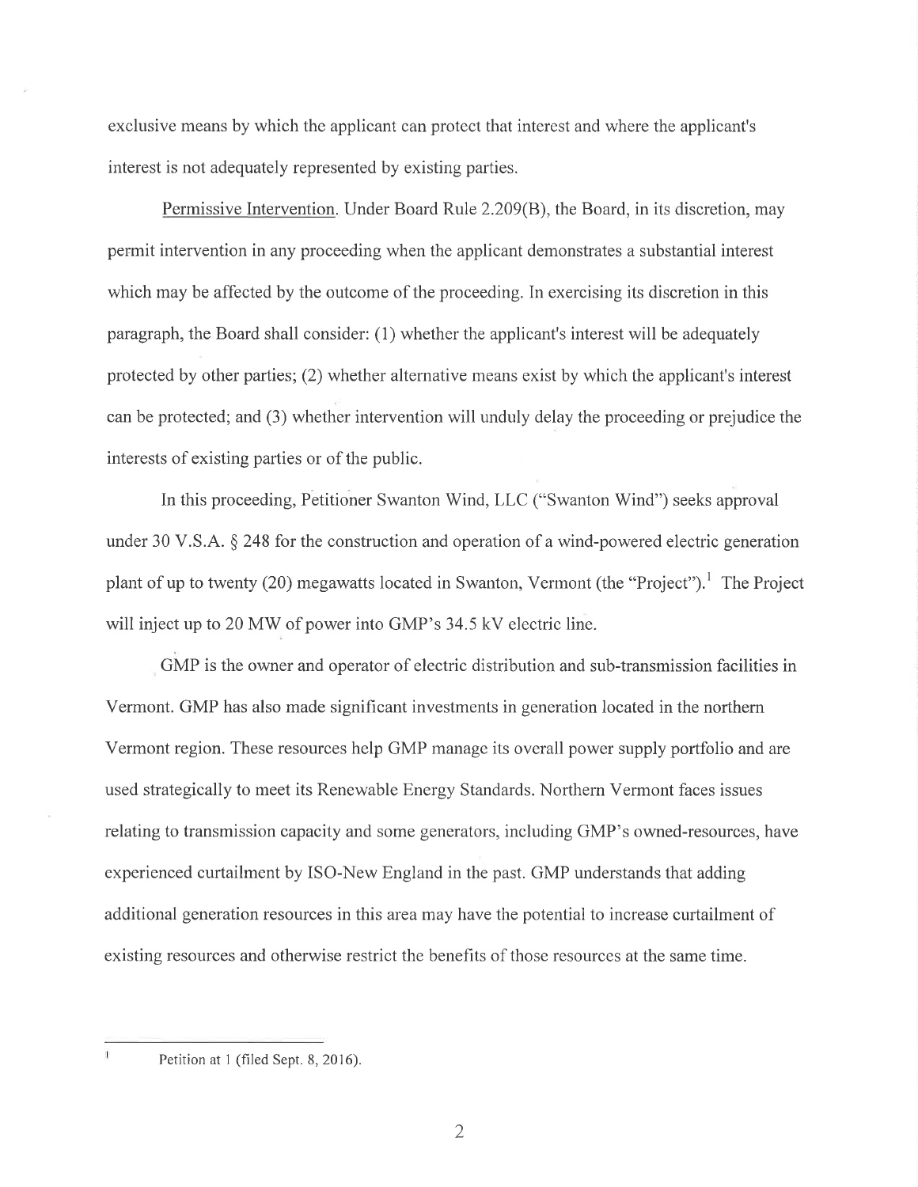exclusive means by which the applicant can protect that interest and where the applicant's interest is not adequately represented by existing parties.

Permissive Intervention. Under Board Rule 2.209(B), the Board, in its discretion, may permit intervention in any proceeding when the applicant demonstrates a substantial interest which may be affected by the outcome of the proceeding. In exercising its discretion in this paragraph, the Board shall consider: (1) whether the applicant's interest will be adequately protected by other parties; (2) whether alternative means exist by which the applicant's interest can be protected; and (3) whether intervention will unduly delay the proceeding or prejudice the interests of existing parties or of the public.

In this proceeding, Petitioner Swanton Wind, LLC ("Swanton Wind") seeks approval under 30 V.S.A. § 248 for the construction and operation of a wind-powered electric generation plant of up to twenty (20) megawatts located in Swanton, Vermont (the "Project").[1] The Project will inject up to 20 MW of power into GMP's 34.5 kV electric line.

GMP is the owner and operator of electric distribution and sub-transmission facilities in Vermont. GMP has also made significant investments in generation located in the northern Vermont region. These resources help GMP manage its overall power supply portfolio and are used strategically to meet its Renewable Energy Standards. Northern Vermont faces issues relating to transmission capacity and some generators, including GMP's owned-resources, have experienced curtailment by ISO-New England in the past. GMP understands that adding additional generation resources in this area may have the potential to increase curtailment of existing resources and otherwise restrict the benefits of those resources at the same time.

---

[1] Petition at 1 (filed Sept. 8, 2016).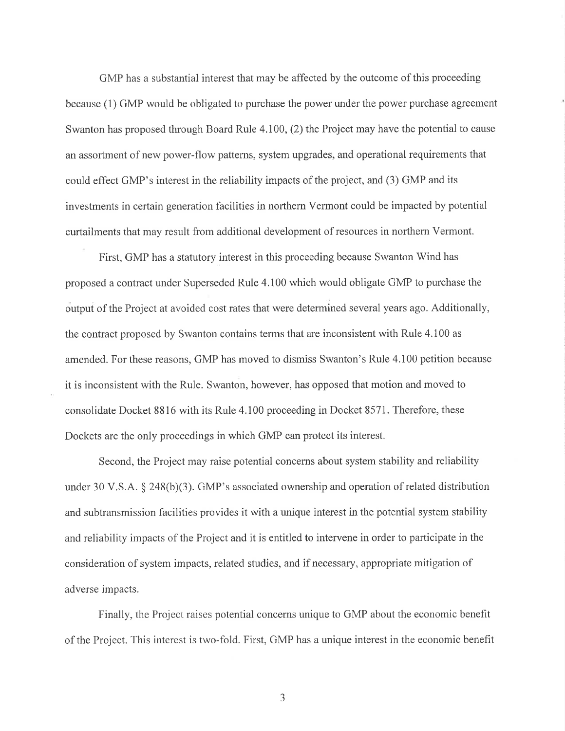GMP has a substantial interest that may be affected by the outcome of this proceeding because (1) GMP would be obligated to purchase the power under the power purchase agreement Swanton has proposed through Board Rule 4.100, (2) the Project may have the potential to cause an assortment of new power-flow patterns, system upgrades, and operational requirements that could effect GMP's interest in the reliability impacts of the project, and (3) GMP and its investments in certain generation facilities in northern Vermont could be impacted by potential curtailments that may result from additional development of resources in northern Vermont.

First, GMP has a statutory interest in this proceeding because Swanton Wind has proposed a contract under Superseded Rule 4.100 which would obligate GMP to purchase the output of the Project at avoided cost rates that were determined several years ago. Additionally, the contract proposed by Swanton contains terms that are inconsistent with Rule 4.100 as amended. For these reasons, GMP has moved to dismiss Swanton's Rule 4.100 petition because it is inconsistent with the Rule. Swanton, however, has opposed that motion and moved to consolidate Docket 8816 with its Rule 4.100 proceeding in Docket 8571. Therefore, these Dockets are the only proceedings in which GMP can protect its interest.

Second, the Project may raise potential concerns about system stability and reliability under 30 V.S.A. § 248(b)(3). GMP's associated ownership and operation of related distribution and subtransmission facilities provides it with a unique interest in the potential system stability and reliability impacts of the Project and it is entitled to intervene in order to participate in the consideration of system impacts, related studies, and if necessary, appropriate mitigation of adverse impacts.

Finally, the Project raises potential concerns unique to GMP about the economic benefit of the Project. This interest is two-fold. First, GMP has a unique interest in the economic benefit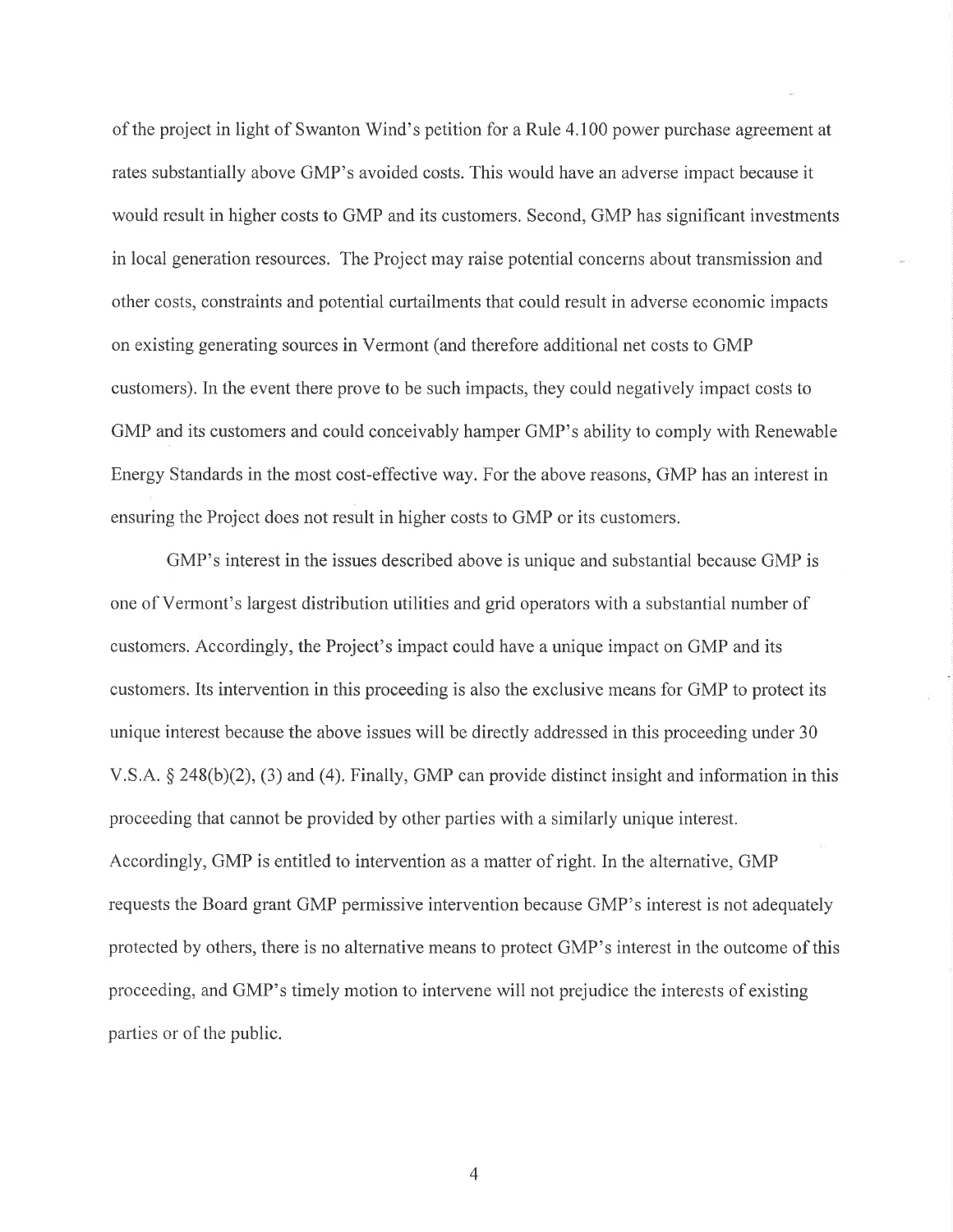of the project in light of Swanton Wind's petition for a Rule 4.100 power purchase agreement at rates substantially above GMP's avoided costs. This would have an adverse impact because it would result in higher costs to GMP and its customers. Second, GMP has significant investments in local generation resources. The Project may raise potential concerns about transmission and other costs, constraints and potential curtailments that could result in adverse economic impacts on existing generating sources in Vermont (and therefore additional net costs to GMP customers). In the event there prove to be such impacts, they could negatively impact costs to GMP and its customers and could conceivably hamper GMP's ability to comply with Renewable Energy Standards in the most cost-effective way. For the above reasons, GMP has an interest in ensuring the Project does not result in higher costs to GMP or its customers.

GMP's interest in the issues described above is unique and substantial because GMP is one of Vermont's largest distribution utilities and grid operators with a substantial number of customers. Accordingly, the Project's impact could have a unique impact on GMP and its customers. Its intervention in this proceeding is also the exclusive means for GMP to protect its unique interest because the above issues will be directly addressed in this proceeding under 30 V.S.A. § 248(b)(2), (3) and (4). Finally, GMP can provide distinct insight and information in this proceeding that cannot be provided by other parties with a similarly unique interest. Accordingly, GMP is entitled to intervention as a matter of right. In the alternative, GMP requests the Board grant GMP permissive intervention because GMP's interest is not adequately protected by others, there is no alternative means to protect GMP's interest in the outcome of this proceeding, and GMP's timely motion to intervene will not prejudice the interests of existing parties or of the public.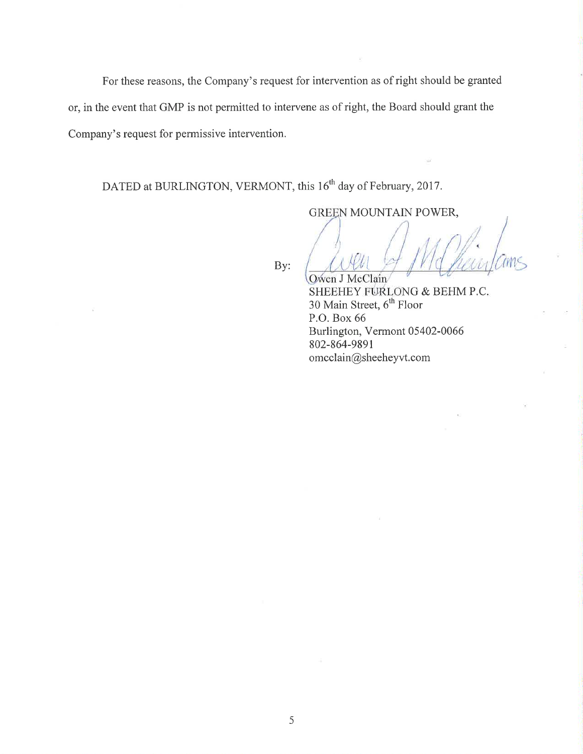For these reasons, the Company's request for intervention as of right should be granted or, in the event that GMP is not permitted to intervene as of right, the Board should grant the Company's request for permissive intervention.

DATED at BURLINGTON, VERMONT, this 16th day of February, 2017.

GREEN MOUNTAIN POWER,

By: ______________________

Owen J McClain
SHEEHEY FURLONG & BEHM P.C.
30 Main Street, 6th Floor
P.O. Box 66
Burlington, Vermont 05402-0066
802-864-9891
omcclain@sheeheyvt.com